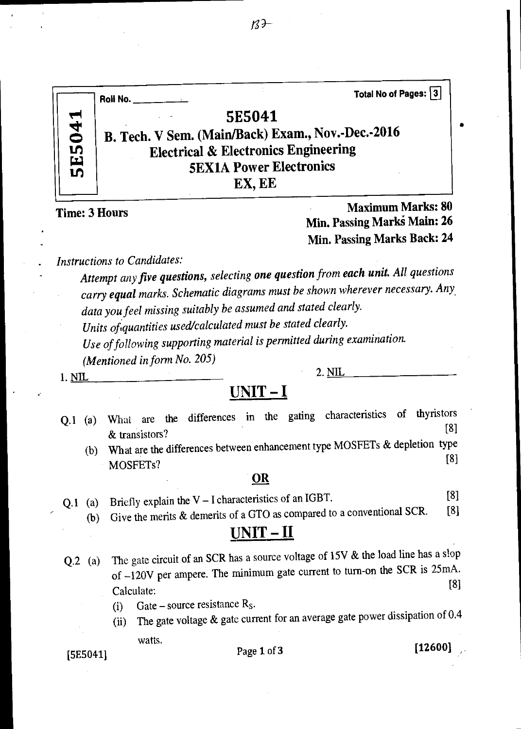Roll No. ___________

Total No of Pages: 3

# 5E5041

## B. Tech. V Sem. (Main/Back) Exam., Nov.-Dec.-2016
## Electrical & Electronics Engineering
## 5EX1A Power Electronics
## EX, EE

**Time: 3 Hours**

**Maximum Marks: 80**
**Min. Passing Marks Main: 26**
**Min. Passing Marks Back: 24**

*Instructions to Candidates:*

*Attempt any **five questions,** selecting **one question** from **each unit.** All questions carry **equal** marks. Schematic diagrams must be shown wherever necessary. Any data you feel missing suitably be assumed and stated clearly.*
*Units of quantities used/calculated must be stated clearly.*
*Use of following supporting material is permitted during examination.*
*(Mentioned in form No. 205)*

1. NIL
2. NIL

## UNIT – I

Q.1 (a) What are the differences in the gating characteristics of thyristors & transistors? [8]

(b) What are the differences between enhancement type MOSFETs & depletion type MOSFETs? [8]

**OR**

Q.1 (a) Briefly explain the V – I characteristics of an IGBT. [8]

(b) Give the merits & demerits of a GTO as compared to a conventional SCR. [8]

## UNIT – II

Q.2 (a) The gate circuit of an SCR has a source voltage of 15V & the load line has a slop of –120V per ampere. The minimum gate current to turn-on the SCR is 25mA. Calculate: [8]

(i) Gate – source resistance $R_S$.

(ii) The gate voltage & gate current for an average gate power dissipation of 0.4 watts.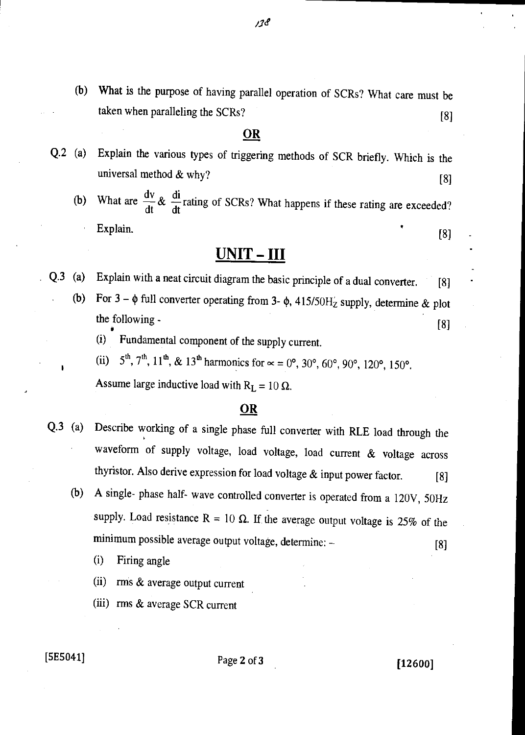(b) What is the purpose of having parallel operation of SCRs? What care must be taken when paralleling the SCRs? [8]

**OR**

Q.2 (a) Explain the various types of triggering methods of SCR briefly. Which is the universal method & why? [8]

(b) What are $\frac{dv}{dt}$ & $\frac{di}{dt}$ rating of SCRs? What happens if these rating are exceeded? Explain. [8]

## UNIT – III

Q.3 (a) Explain with a neat circuit diagram the basic principle of a dual converter. [8]

(b) For 3 – $\phi$ full converter operating from 3- $\phi$, 415/50Hz supply, determine & plot the following - [8]

(i) Fundamental component of the supply current.

(ii) $5^{th}$, $7^{th}$, $11^{th}$, & $13^{th}$ harmonics for $\alpha = 0°, 30°, 60°, 90°, 120°, 150°$.

Assume large inductive load with $R_L = 10\ \Omega$.

**OR**

Q.3 (a) Describe working of a single phase full converter with RLE load through the waveform of supply voltage, load voltage, load current & voltage across thyristor. Also derive expression for load voltage & input power factor. [8]

(b) A single- phase half- wave controlled converter is operated from a 120V, 50Hz supply. Load resistance R = 10 Ω. If the average output voltage is 25% of the minimum possible average output voltage, determine: – [8]

(i) Firing angle

(ii) rms & average output current

(iii) rms & average SCR current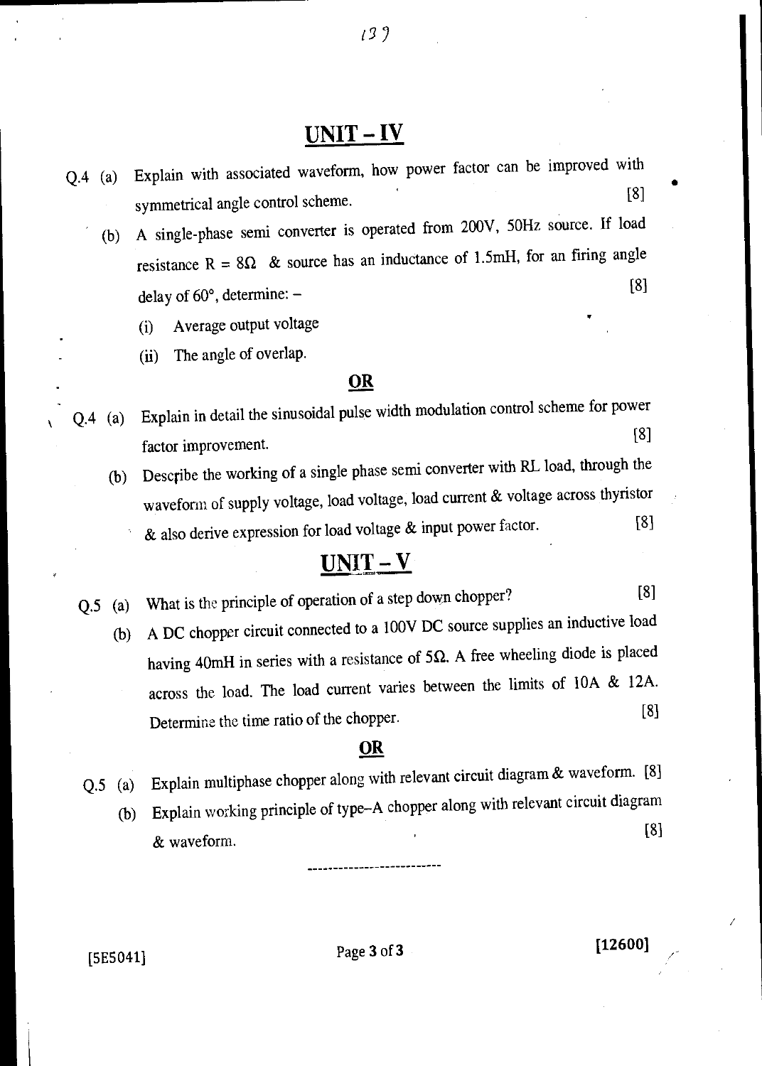## UNIT – IV

Q.4 (a) Explain with associated waveform, how power factor can be improved with symmetrical angle control scheme. [8]

(b) A single-phase semi converter is operated from 200V, 50Hz source. If load resistance R = 8Ω & source has an inductance of 1.5mH, for an firing angle delay of 60°, determine: – [8]

(i) Average output voltage

(ii) The angle of overlap.

**OR**

Q.4 (a) Explain in detail the sinusoidal pulse width modulation control scheme for power factor improvement. [8]

(b) Describe the working of a single phase semi converter with RL load, through the waveform of supply voltage, load voltage, load current & voltage across thyristor & also derive expression for load voltage & input power factor. [8]

## UNIT – V

Q.5 (a) What is the principle of operation of a step down chopper? [8]

(b) A DC chopper circuit connected to a 100V DC source supplies an inductive load having 40mH in series with a resistance of 5Ω. A free wheeling diode is placed across the load. The load current varies between the limits of 10A & 12A. Determine the time ratio of the chopper. [8]

**OR**

Q.5 (a) Explain multiphase chopper along with relevant circuit diagram & waveform. [8]

(b) Explain working principle of type–A chopper along with relevant circuit diagram & waveform. [8]

---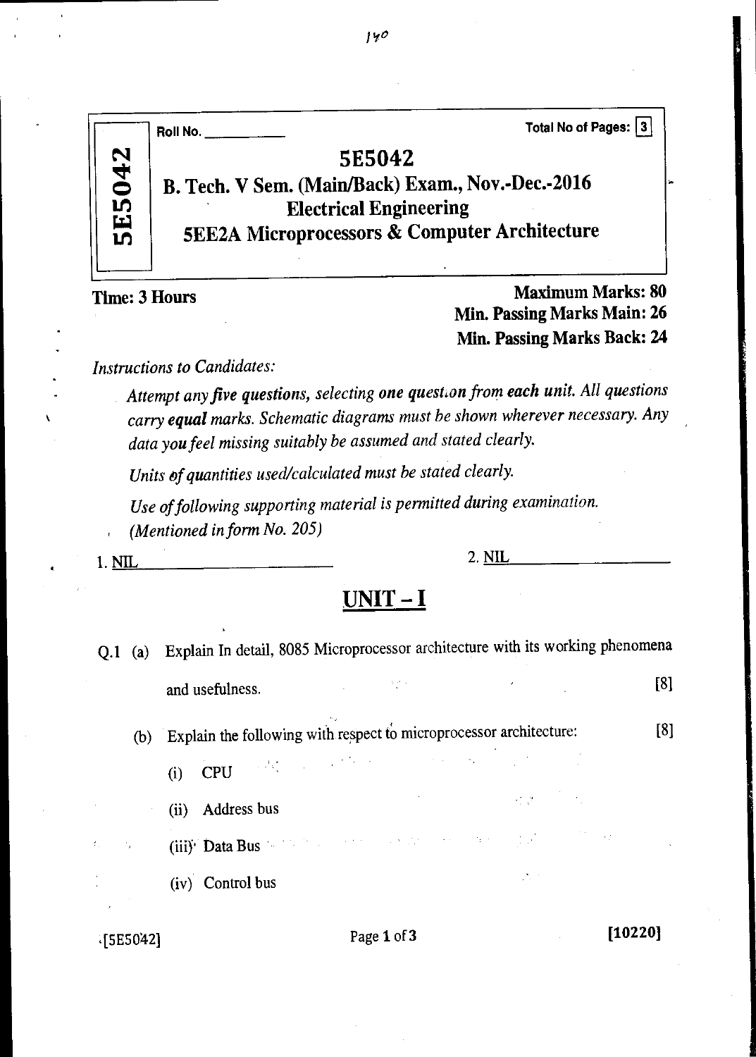Roll No. ___________

Total No of Pages: 3

# 5E5042

## B. Tech. V Sem. (Main/Back) Exam., Nov.-Dec.-2016

## Electrical Engineering

## 5EE2A Microprocessors & Computer Architecture

**Time: 3 Hours**

**Maximum Marks: 80**
**Min. Passing Marks Main: 26**
**Min. Passing Marks Back: 24**

*Instructions to Candidates:*

*Attempt any **five questions**, selecting **one question from each unit**. All questions carry **equal** marks. Schematic diagrams must be shown wherever necessary. Any data you feel missing suitably be assumed and stated clearly.*

*Units of quantities used/calculated must be stated clearly.*

*Use of following supporting material is permitted during examination. (Mentioned in form No. 205)*

1. NIL                2. NIL

## UNIT – I

Q.1 (a) Explain In detail, 8085 Microprocessor architecture with its working phenomena and usefulness. [8]

(b) Explain the following with respect to microprocessor architecture: [8]

(i) CPU

(ii) Address bus

(iii) Data Bus

(iv) Control bus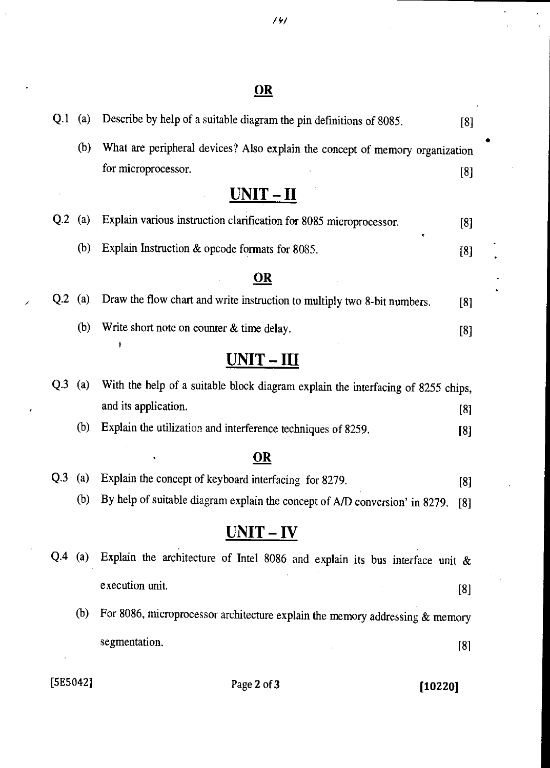**OR**

Q.1 (a) Describe by help of a suitable diagram the pin definitions of 8085. [8]

(b) What are peripheral devices? Also explain the concept of memory organization for microprocessor. [8]

## UNIT – II

Q.2 (a) Explain various instruction clarification for 8085 microprocessor. [8]

(b) Explain Instruction & opcode formats for 8085. [8]

**OR**

Q.2 (a) Draw the flow chart and write instruction to multiply two 8-bit numbers. [8]

(b) Write short note on counter & time delay. [8]

## UNIT – III

Q.3 (a) With the help of a suitable block diagram explain the interfacing of 8255 chips, and its application. [8]

(b) Explain the utilization and interference techniques of 8259. [8]

**OR**

Q.3 (a) Explain the concept of keyboard interfacing for 8279. [8]

(b) By help of suitable diagram explain the concept of A/D conversion' in 8279. [8]

## UNIT – IV

Q.4 (a) Explain the architecture of Intel 8086 and explain its bus interface unit & execution unit. [8]

(b) For 8086, microprocessor architecture explain the memory addressing & memory segmentation. [8]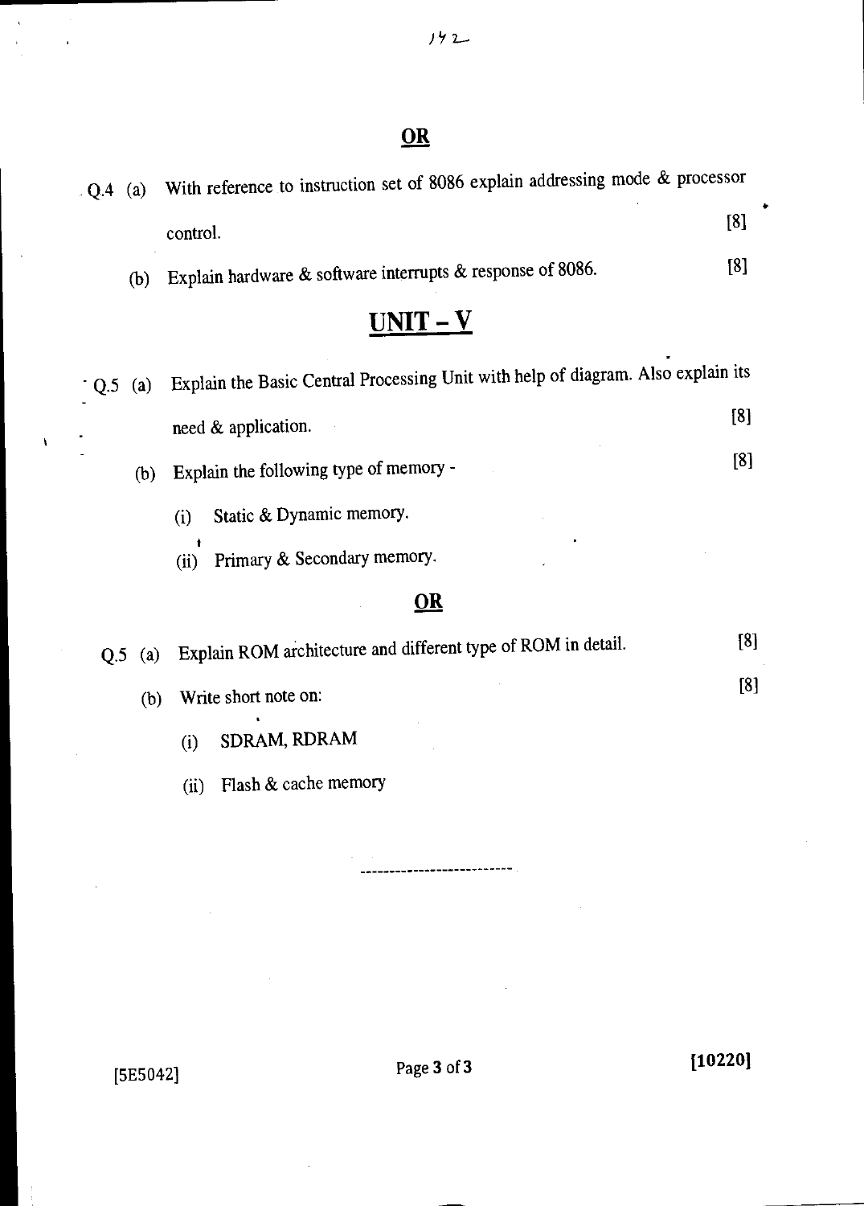**OR**

Q.4 (a) With reference to instruction set of 8086 explain addressing mode & processor control. [8]

(b) Explain hardware & software interrupts & response of 8086. [8]

## UNIT – V

Q.5 (a) Explain the Basic Central Processing Unit with help of diagram. Also explain its need & application. [8]

(b) Explain the following type of memory - [8]

(i) Static & Dynamic memory.

(ii) Primary & Secondary memory.

**OR**

Q.5 (a) Explain ROM architecture and different type of ROM in detail. [8]

(b) Write short note on: [8]

(i) SDRAM, RDRAM

(ii) Flash & cache memory

---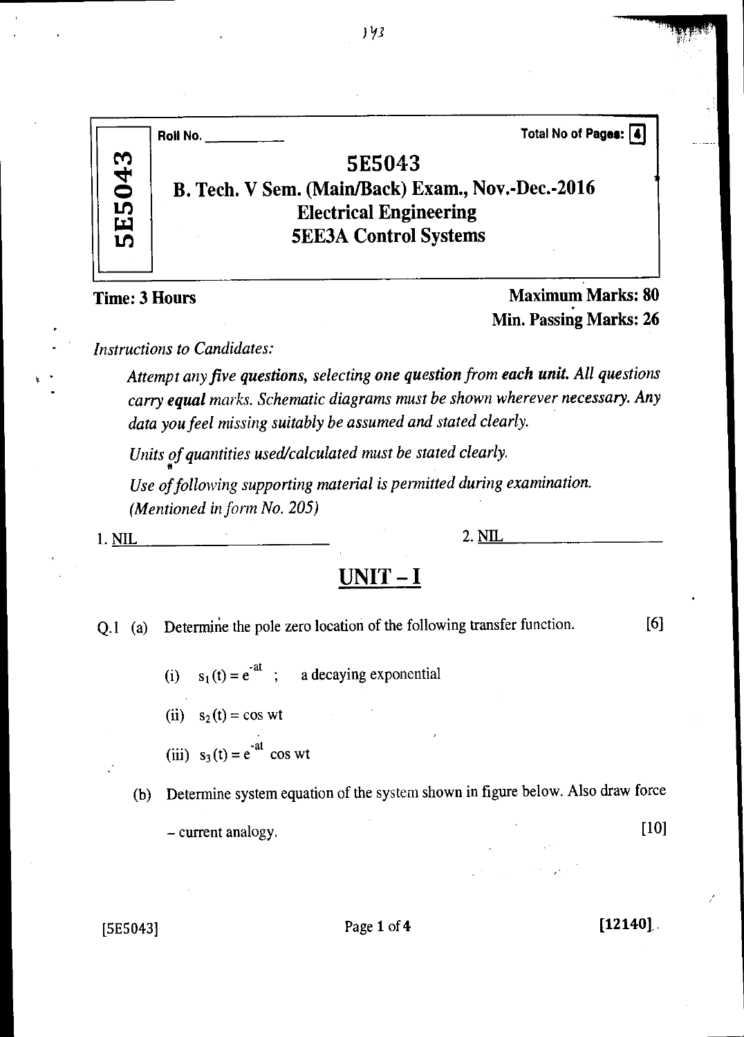Roll No. \_\_\_\_\_\_\_\_\_\_ Total No of Pages: 4

# 5E5043

## B. Tech. V Sem. (Main/Back) Exam., Nov.-Dec.-2016
## Electrical Engineering
## 5EE3A Control Systems

**Time: 3 Hours** **Maximum Marks: 80**
**Min. Passing Marks: 26**

*Instructions to Candidates:*

*Attempt any five **questions**, selecting **one question from each unit.** All questions carry **equal** marks. Schematic diagrams must be shown wherever necessary. Any data you feel missing suitably be assumed and stated clearly.*

*Units of quantities used/calculated must be stated clearly.*

*Use of following supporting material is permitted during examination. (Mentioned in form No. 205)*

1. NIL 2. NIL

## UNIT – I

Q.1 (a) Determine the pole zero location of the following transfer function. [6]

(i) $s_1(t) = e^{-at}$ ; a decaying exponential

(ii) $s_2(t) = \cos wt$

(iii) $s_3(t) = e^{-at} \cos wt$

(b) Determine system equation of the system shown in figure below. Also draw force – current analogy. [10]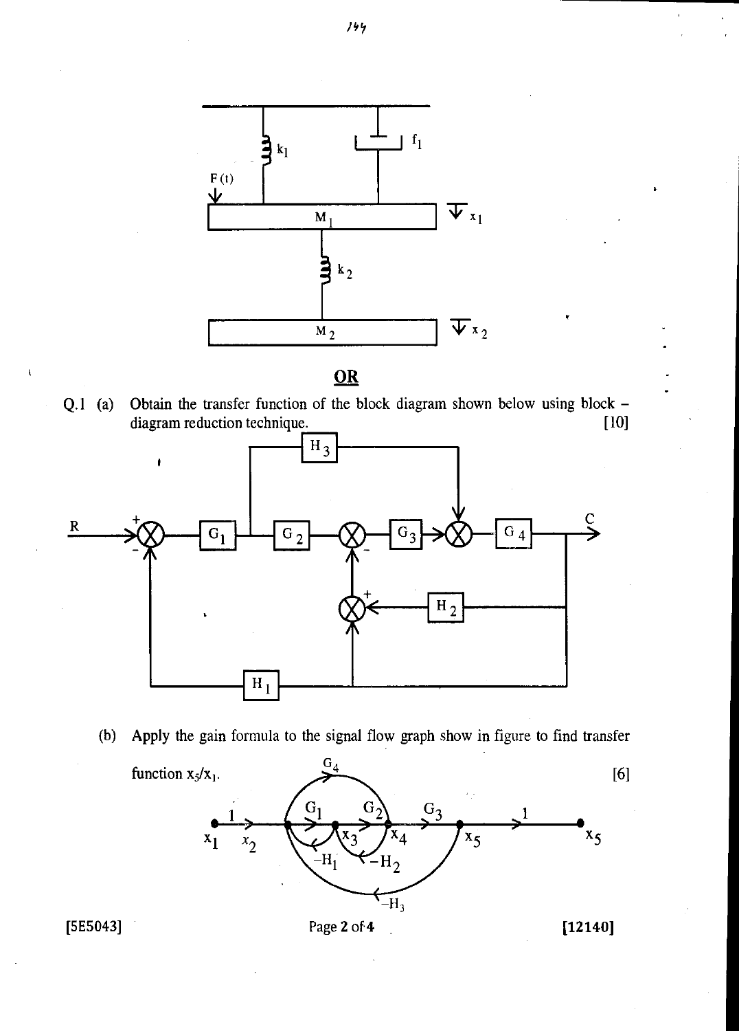**OR**

Q.1 (a) Obtain the transfer function of the block diagram shown below using block – diagram reduction technique. [10]

(b) Apply the gain formula to the signal flow graph show in figure to find transfer function $x_5/x_1$. [6]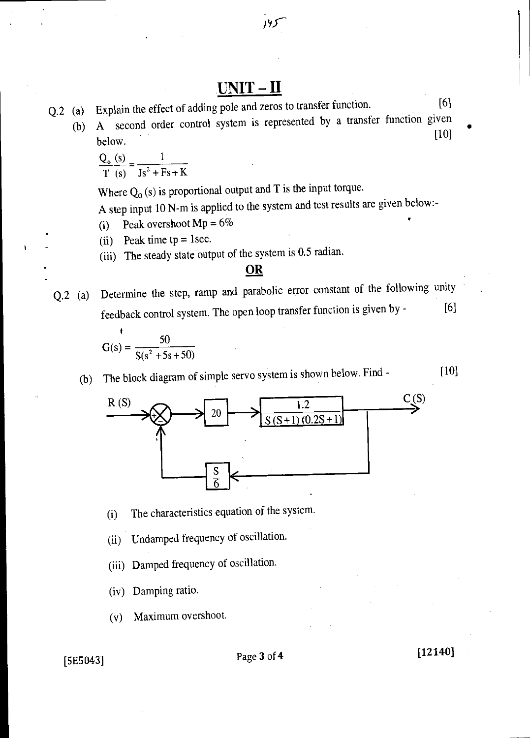## UNIT – II

Q.2 (a) Explain the effect of adding pole and zeros to transfer function. [6]

(b) A second order control system is represented by a transfer function given below. [10]

$$\frac{Q_o(s)}{T(s)} = \frac{1}{Js^2 + Fs + K}$$

Where $Q_0(s)$ is proportional output and T is the input torque.

A step input 10 N-m is applied to the system and test results are given below:-

(i) Peak overshoot Mp = 6%

(ii) Peak time tp = 1sec.

(iii) The steady state output of the system is 0.5 radian.

**OR**

Q.2 (a) Determine the step, ramp and parabolic error constant of the following unity feedback control system. The open loop transfer function is given by - [6]

$$G(s) = \frac{50}{S(s^2 + 5s + 50)}$$

(b) The block diagram of simple servo system is shown below. Find - [10]

R(S) → (+ summing junction, − feedback) → [20] → [$\frac{1.2}{S(S+1)(0.2S+1)}$] → C(S), with feedback block [$\frac{S}{6}$]

(i) The characteristics equation of the system.

(ii) Undamped frequency of oscillation.

(iii) Damped frequency of oscillation.

(iv) Damping ratio.

(v) Maximum overshoot.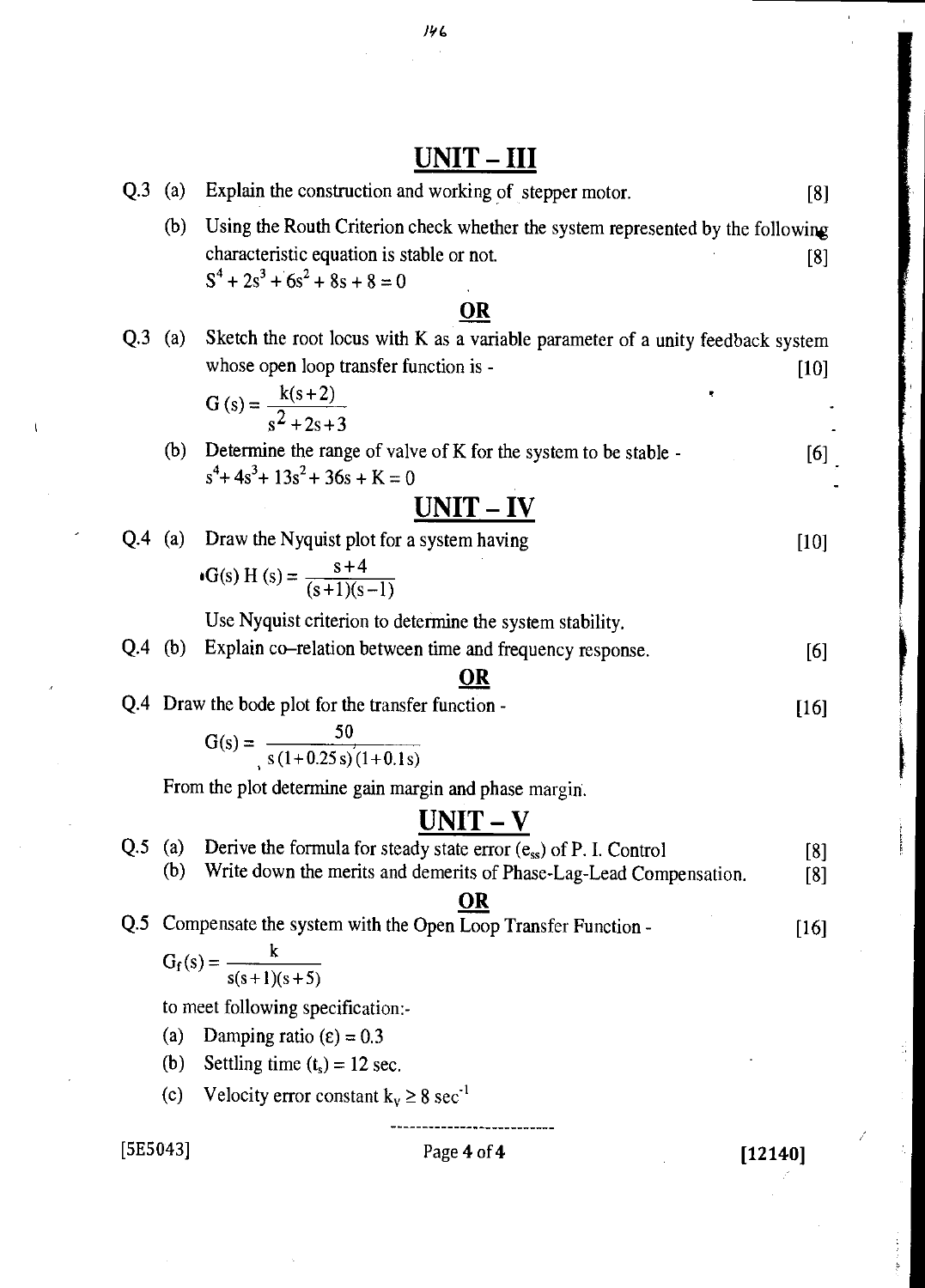## UNIT – III

**Q.3** (a) Explain the construction and working of stepper motor. [8]

(b) Using the Routh Criterion check whether the system represented by the following characteristic equation is stable or not. [8]

$$S^4 + 2s^3 + 6s^2 + 8s + 8 = 0$$

**OR**

**Q.3** (a) Sketch the root locus with K as a variable parameter of a unity feedback system whose open loop transfer function is - [10]

$$G(s) = \frac{k(s+2)}{s^2 + 2s + 3}$$

(b) Determine the range of valve of K for the system to be stable - [6]

$$s^4 + 4s^3 + 13s^2 + 36s + K = 0$$

## UNIT – IV

**Q.4** (a) Draw the Nyquist plot for a system having [10]

$$G(s)\,H(s) = \frac{s+4}{(s+1)(s-1)}$$

Use Nyquist criterion to determine the system stability.

**Q.4** (b) Explain co–relation between time and frequency response. [6]

**OR**

**Q.4** Draw the bode plot for the transfer function - [16]

$$G(s) = \frac{50}{s(1+0.25s)(1+0.1s)}$$

From the plot determine gain margin and phase margin.

## UNIT – V

**Q.5** (a) Derive the formula for steady state error ($e_{ss}$) of P. I. Control [8]

(b) Write down the merits and demerits of Phase-Lag-Lead Compensation. [8]

**OR**

**Q.5** Compensate the system with the Open Loop Transfer Function - [16]

$$G_f(s) = \frac{k}{s(s+1)(s+5)}$$

to meet following specification:-

(a) Damping ratio ($\varepsilon$) = 0.3

(b) Settling time ($t_s$) = 12 sec.

(c) Velocity error constant $k_v \geq 8\ \text{sec}^{-1}$

[5E5043] [12140]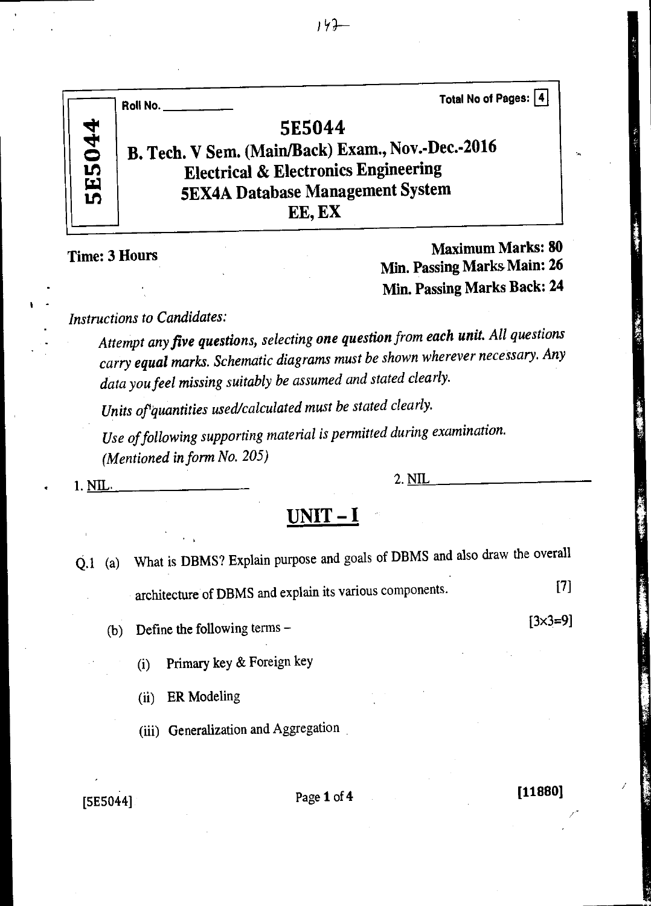Roll No. ___________

Total No of Pages: 4

# 5E5044

## B. Tech. V Sem. (Main/Back) Exam., Nov.-Dec.-2016
## Electrical & Electronics Engineering
## 5EX4A Database Management System
## EE, EX

**Time: 3 Hours**

**Maximum Marks: 80**
**Min. Passing Marks Main: 26**
**Min. Passing Marks Back: 24**

*Instructions to Candidates:*

*Attempt any **five questions**, selecting **one question** from **each unit**. All questions carry **equal marks**. Schematic diagrams must be shown wherever necessary. Any data you feel missing suitably be assumed and stated clearly.*

*Units of quantities used/calculated must be stated clearly.*

*Use of following supporting material is permitted during examination. (Mentioned in form No. 205)*

1. NIL.
2. NIL

## UNIT – I

Q.1 (a) What is DBMS? Explain purpose and goals of DBMS and also draw the overall architecture of DBMS and explain its various components. [7]

(b) Define the following terms – [3×3=9]

(i) Primary key & Foreign key

(ii) ER Modeling

(iii) Generalization and Aggregation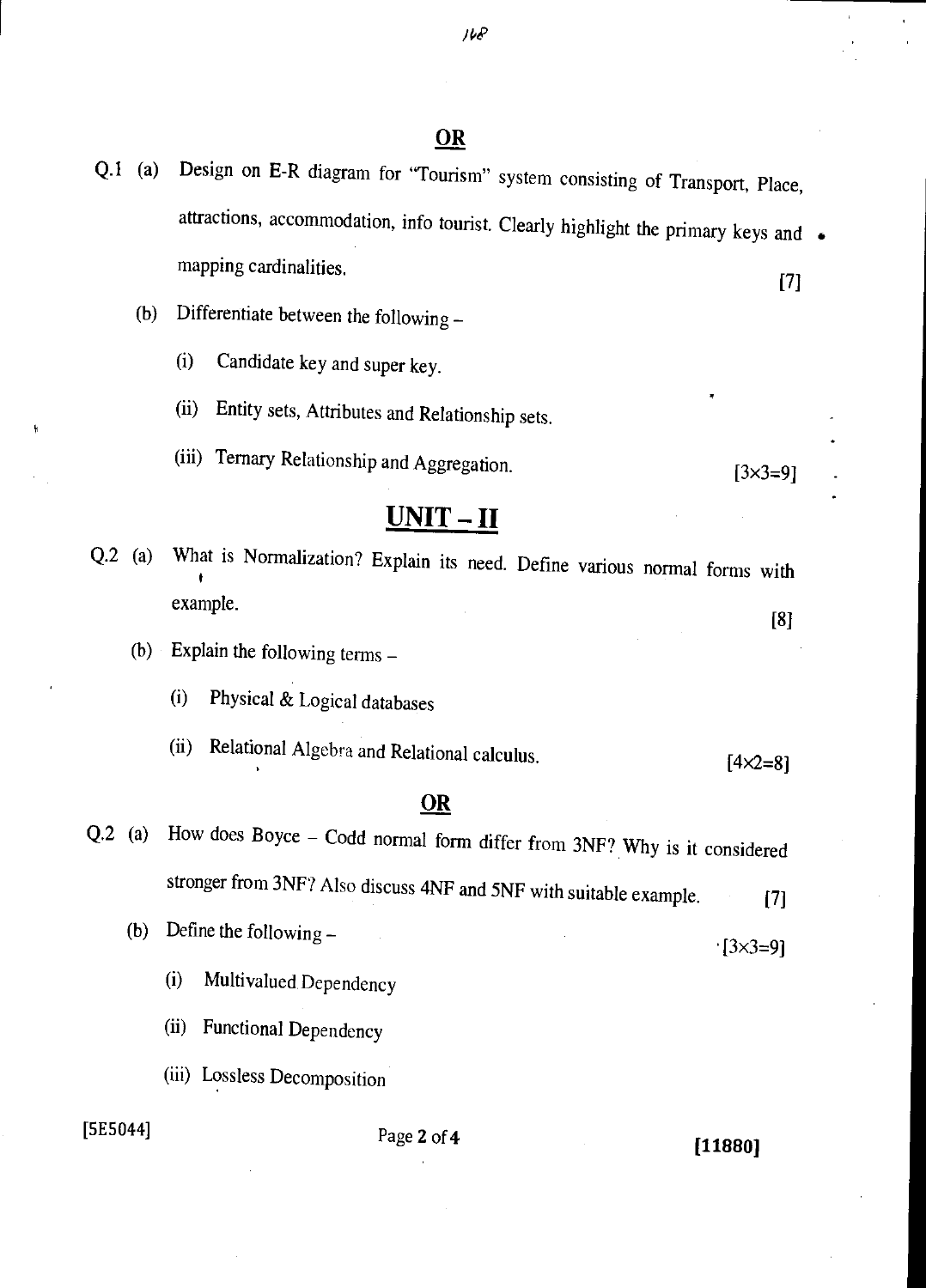**OR**

Q.1 (a) Design on E-R diagram for "Tourism" system consisting of Transport, Place, attractions, accommodation, info tourist. Clearly highlight the primary keys and mapping cardinalities. [7]

(b) Differentiate between the following –

(i) Candidate key and super key.

(ii) Entity sets, Attributes and Relationship sets.

(iii) Ternary Relationship and Aggregation. [3×3=9]

## UNIT – II

Q.2 (a) What is Normalization? Explain its need. Define various normal forms with example. [8]

(b) Explain the following terms –

(i) Physical & Logical databases

(ii) Relational Algebra and Relational calculus. [4×2=8]

**OR**

Q.2 (a) How does Boyce – Codd normal form differ from 3NF? Why is it considered stronger from 3NF? Also discuss 4NF and 5NF with suitable example. [7]

(b) Define the following – [3×3=9]

(i) Multivalued Dependency

(ii) Functional Dependency

(iii) Lossless Decomposition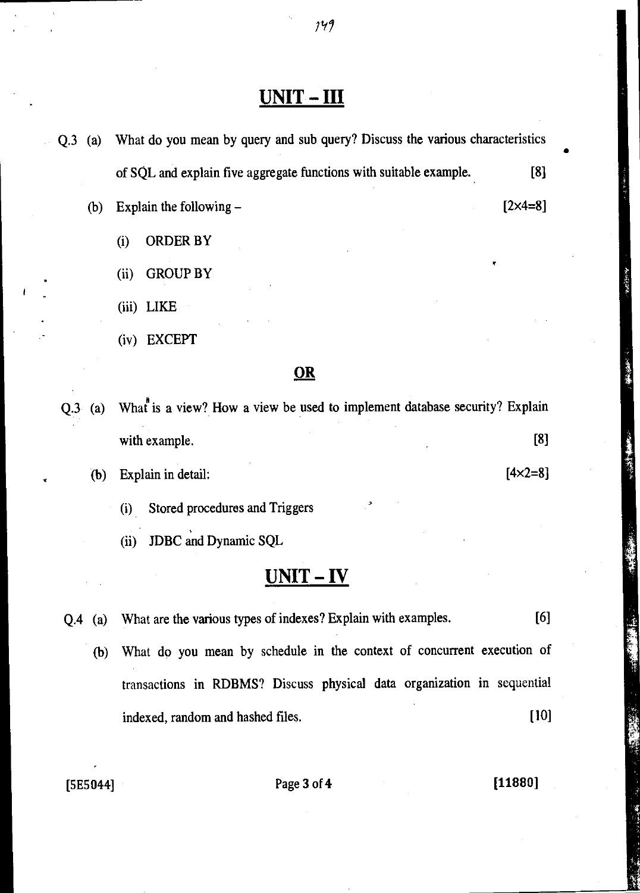## UNIT – III

Q.3 (a) What do you mean by query and sub query? Discuss the various characteristics of SQL and explain five aggregate functions with suitable example. [8]

(b) Explain the following – [2×4=8]

(i) ORDER BY

(ii) GROUP BY

(iii) LIKE

(iv) EXCEPT

**OR**

Q.3 (a) What is a view? How a view be used to implement database security? Explain with example. [8]

(b) Explain in detail: [4×2=8]

(i) Stored procedures and Triggers

(ii) JDBC and Dynamic SQL

## UNIT – IV

Q.4 (a) What are the various types of indexes? Explain with examples. [6]

(b) What do you mean by schedule in the context of concurrent execution of transactions in RDBMS? Discuss physical data organization in sequential indexed, random and hashed files. [10]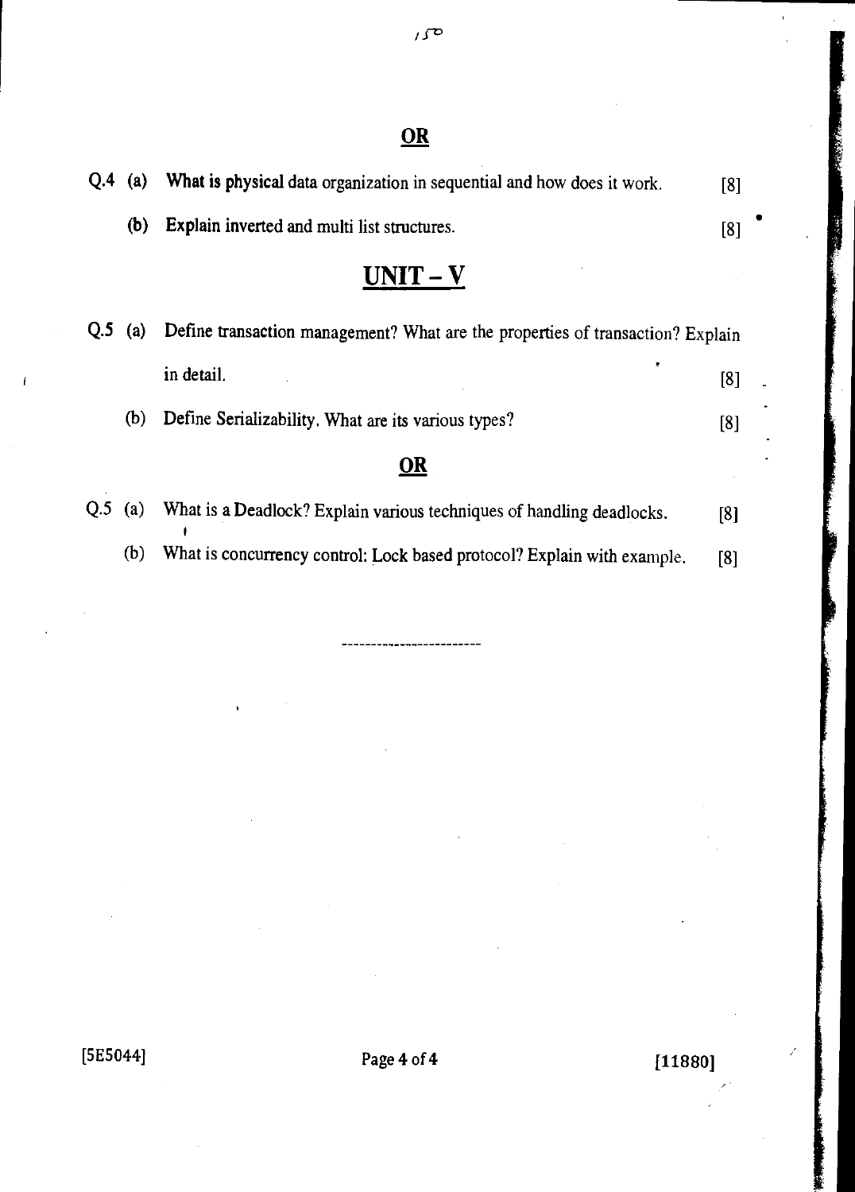**OR**

Q.4 (a) What is physical data organization in sequential and how does it work. [8]

(b) Explain inverted and multi list structures. [8]

## UNIT – V

Q.5 (a) Define transaction management? What are the properties of transaction? Explain in detail. [8]

(b) Define Serializability. What are its various types? [8]

**OR**

Q.5 (a) What is a Deadlock? Explain various techniques of handling deadlocks. [8]

(b) What is concurrency control: Lock based protocol? Explain with example. [8]

-------------------------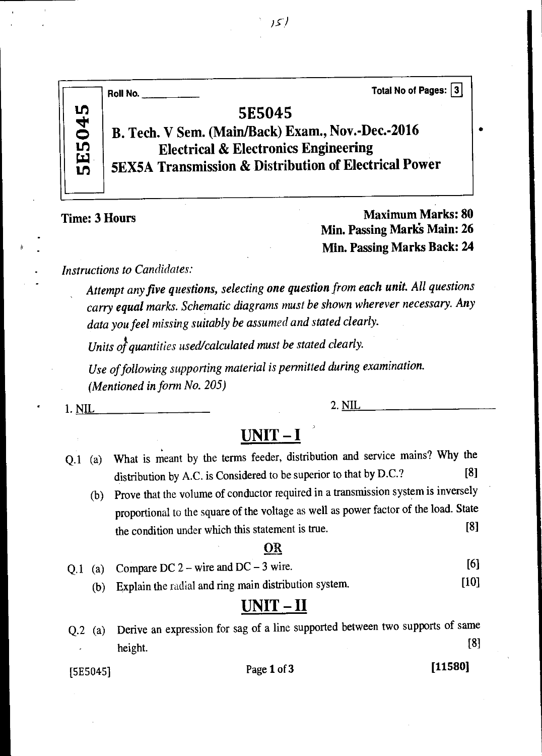Roll No. ___________

Total No of Pages: 3

# 5E5045

## B. Tech. V Sem. (Main/Back) Exam., Nov.-Dec.-2016
## Electrical & Electronics Engineering
## 5EX5A Transmission & Distribution of Electrical Power

**Time: 3 Hours**

**Maximum Marks: 80**
**Min. Passing Marks Main: 26**
**Min. Passing Marks Back: 24**

*Instructions to Candidates:*

*Attempt any **five** questions, selecting **one question** from each unit. All questions carry **equal** marks. Schematic diagrams must be shown wherever necessary. Any data you feel missing suitably be assumed and stated clearly.*

*Units of quantities used/calculated must be stated clearly.*

*Use of following supporting material is permitted during examination. (Mentioned in form No. 205)*

1. NIL    2. NIL

## UNIT – I

Q.1 (a) What is meant by the terms feeder, distribution and service mains? Why the distribution by A.C. is Considered to be superior to that by D.C.? [8]

(b) Prove that the volume of conductor required in a transmission system is inversely proportional to the square of the voltage as well as power factor of the load. State the condition under which this statement is true. [8]

**OR**

Q.1 (a) Compare DC 2 – wire and DC – 3 wire. [6]

(b) Explain the radial and ring main distribution system. [10]

## UNIT – II

Q.2 (a) Derive an expression for sag of a line supported between two supports of same height. [8]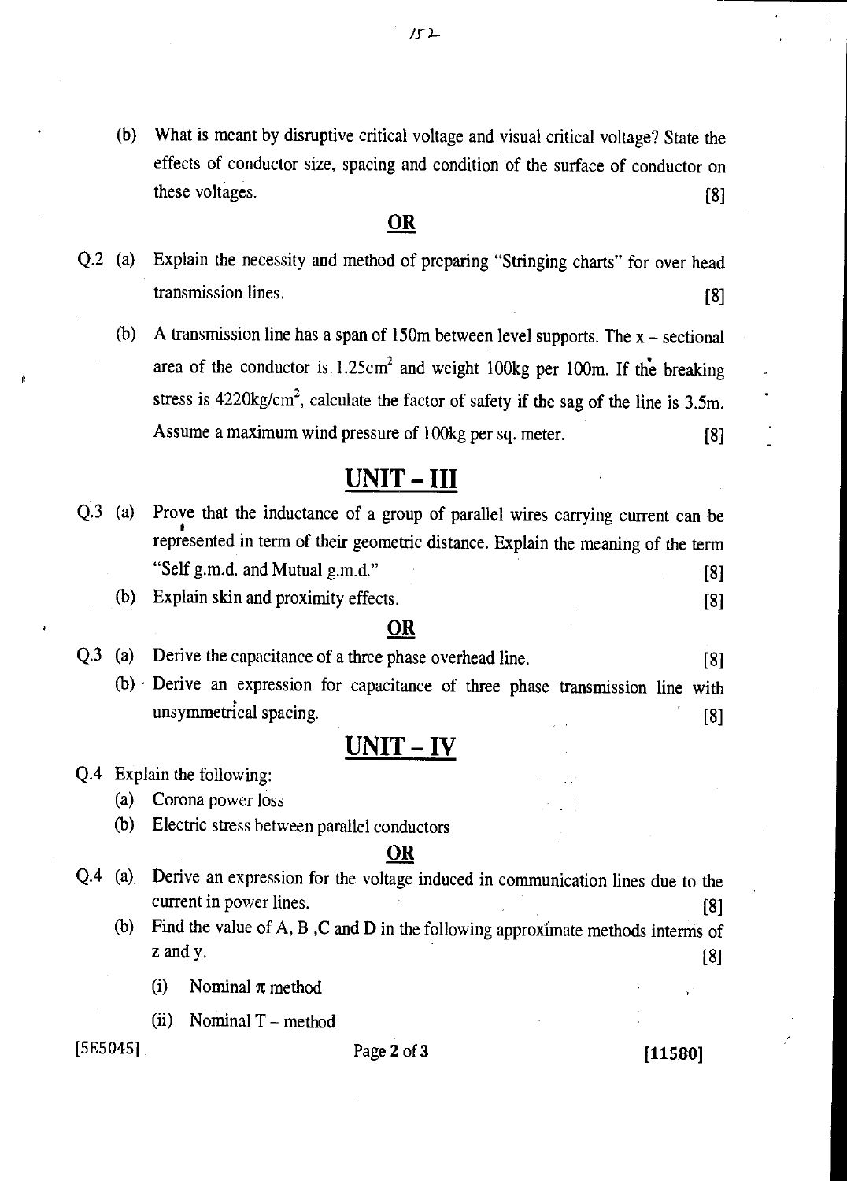(b) What is meant by disruptive critical voltage and visual critical voltage? State the effects of conductor size, spacing and condition of the surface of conductor on these voltages. [8]

**OR**

Q.2 (a) Explain the necessity and method of preparing "Stringing charts" for over head transmission lines. [8]

(b) A transmission line has a span of 150m between level supports. The x – sectional area of the conductor is $1.25cm^2$ and weight 100kg per 100m. If the breaking stress is $4220kg/cm^2$, calculate the factor of safety if the sag of the line is 3.5m. Assume a maximum wind pressure of 100kg per sq. meter. [8]

## UNIT – III

Q.3 (a) Prove that the inductance of a group of parallel wires carrying current can be represented in term of their geometric distance. Explain the meaning of the term "Self g.m.d. and Mutual g.m.d." [8]

(b) Explain skin and proximity effects. [8]

**OR**

Q.3 (a) Derive the capacitance of a three phase overhead line. [8]

(b) Derive an expression for capacitance of three phase transmission line with unsymmetrical spacing. [8]

## UNIT – IV

Q.4 Explain the following:

(a) Corona power loss

(b) Electric stress between parallel conductors

**OR**

Q.4 (a) Derive an expression for the voltage induced in communication lines due to the current in power lines. [8]

(b) Find the value of A, B ,C and D in the following approximate methods interms of z and y. [8]

(i) Nominal $\pi$ method

(ii) Nominal T – method

[5E5045] [11580]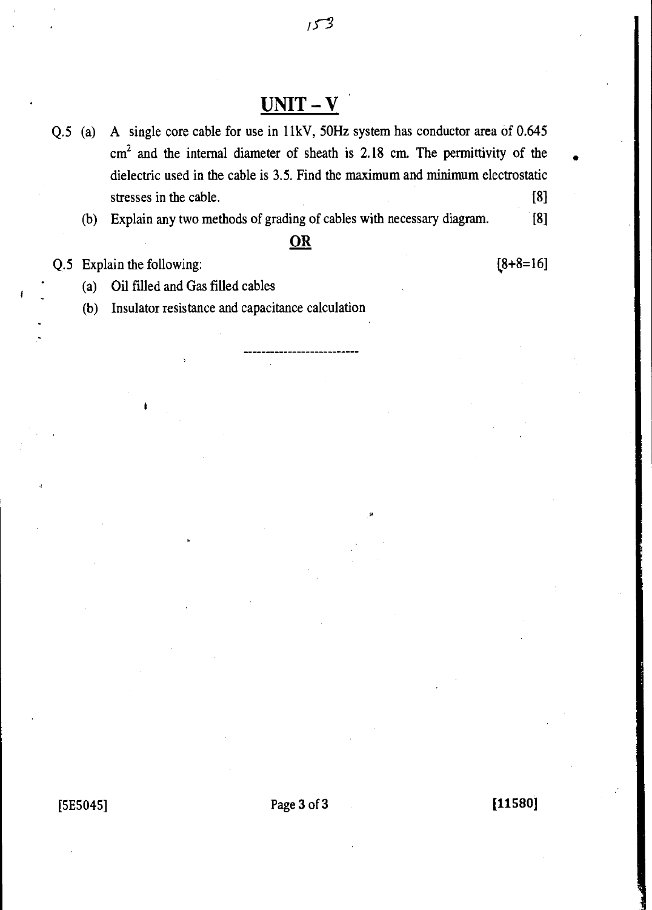# UNIT – V

Q.5 (a) A single core cable for use in 11kV, 50Hz system has conductor area of 0.645 $cm^2$ and the internal diameter of sheath is 2.18 cm. The permittivity of the dielectric used in the cable is 3.5. Find the maximum and minimum electrostatic stresses in the cable. [8]

(b) Explain any two methods of grading of cables with necessary diagram. [8]

**OR**

Q.5 Explain the following: [8+8=16]

(a) Oil filled and Gas filled cables

(b) Insulator resistance and capacitance calculation

---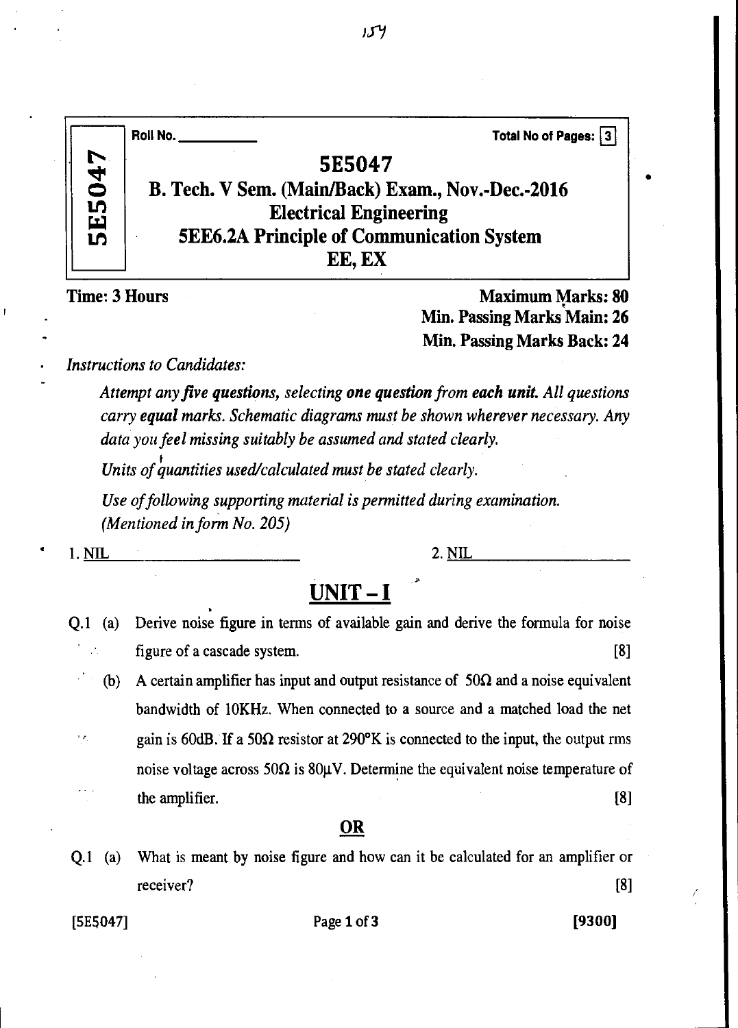Roll No. ____________ Total No of Pages: 3

# 5E5047

## B. Tech. V Sem. (Main/Back) Exam., Nov.-Dec.-2016
## Electrical Engineering
## 5EE6.2A Principle of Communication System
## EE, EX

**Time: 3 Hours** **Maximum Marks: 80**
**Min. Passing Marks Main: 26**
**Min. Passing Marks Back: 24**

*Instructions to Candidates:*

*Attempt any **five questions**, selecting **one question from each unit**. All questions carry **equal** marks. Schematic diagrams must be shown wherever necessary. Any data you feel missing suitably be assumed and stated clearly.*

*Units of quantities used/calculated must be stated clearly.*

*Use of following supporting material is permitted during examination. (Mentioned in form No. 205)*

1. NIL 2. NIL

## UNIT – I

Q.1 (a) Derive noise figure in terms of available gain and derive the formula for noise figure of a cascade system. [8]

(b) A certain amplifier has input and output resistance of $50\Omega$ and a noise equivalent bandwidth of 10KHz. When connected to a source and a matched load the net gain is 60dB. If a $50\Omega$ resistor at 290°K is connected to the input, the output rms noise voltage across $50\Omega$ is $80\mu V$. Determine the equivalent noise temperature of the amplifier. [8]

**OR**

Q.1 (a) What is meant by noise figure and how can it be calculated for an amplifier or receiver? [8]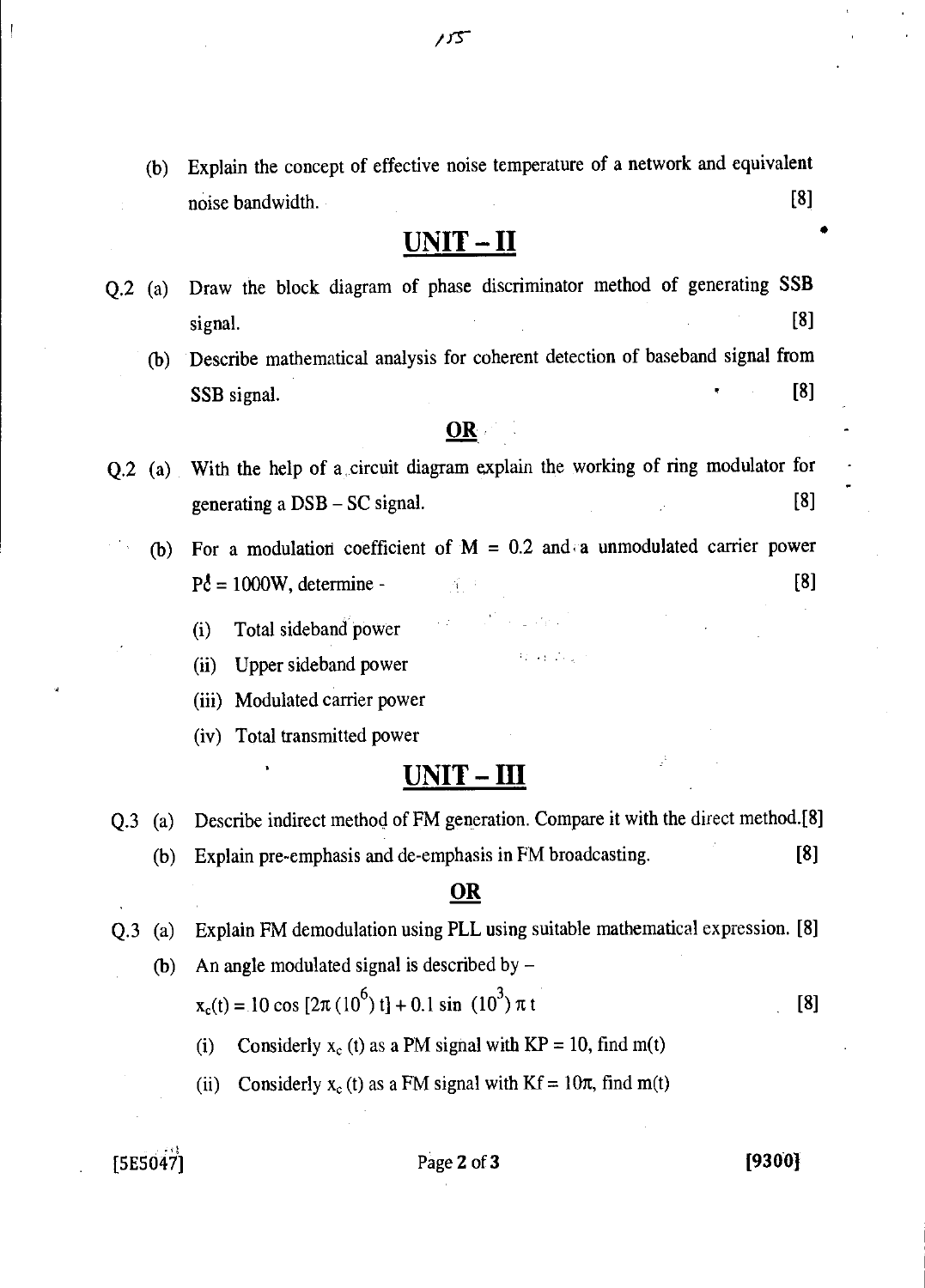(b) Explain the concept of effective noise temperature of a network and equivalent noise bandwidth. [8]

## UNIT – II

Q.2 (a) Draw the block diagram of phase discriminator method of generating SSB signal. [8]

(b) Describe mathematical analysis for coherent detection of baseband signal from SSB signal. [8]

**OR**

Q.2 (a) With the help of a circuit diagram explain the working of ring modulator for generating a DSB – SC signal. [8]

(b) For a modulation coefficient of M = 0.2 and a unmodulated carrier power $P_c = 1000W$, determine - [8]

(i) Total sideband power

(ii) Upper sideband power

(iii) Modulated carrier power

(iv) Total transmitted power

## UNIT – III

Q.3 (a) Describe indirect method of FM generation. Compare it with the direct method. [8]

(b) Explain pre-emphasis and de-emphasis in FM broadcasting. [8]

**OR**

Q.3 (a) Explain FM demodulation using PLL using suitable mathematical expression. [8]

(b) An angle modulated signal is described by –

$x_c(t) = 10 \cos [2\pi (10^6) t] + 0.1 \sin (10^3) \pi t$ [8]

(i) Considerly $x_c(t)$ as a PM signal with KP = 10, find m(t)

(ii) Considerly $x_c(t)$ as a FM signal with $K_f = 10\pi$, find m(t)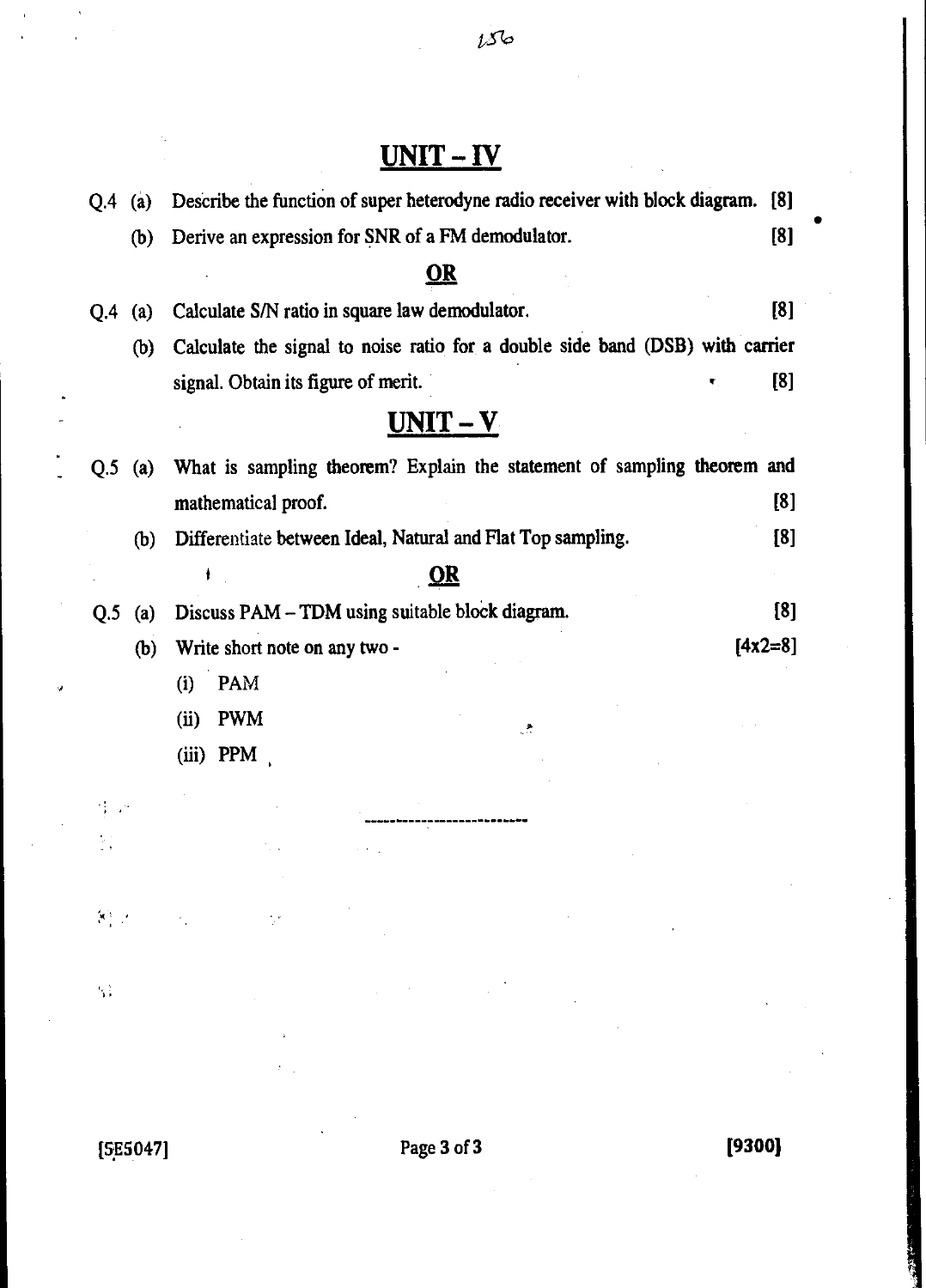## UNIT – IV

Q.4 (a) Describe the function of super heterodyne radio receiver with block diagram. [8]

(b) Derive an expression for SNR of a FM demodulator. [8]

**OR**

Q.4 (a) Calculate S/N ratio in square law demodulator. [8]

(b) Calculate the signal to noise ratio for a double side band (DSB) with carrier signal. Obtain its figure of merit. [8]

## UNIT – V

Q.5 (a) What is sampling theorem? Explain the statement of sampling theorem and mathematical proof. [8]

(b) Differentiate between Ideal, Natural and Flat Top sampling. [8]

**OR**

Q.5 (a) Discuss PAM – TDM using suitable block diagram. [8]

(b) Write short note on any two - [4x2=8]

(i) PAM

(ii) PWM

(iii) PPM

---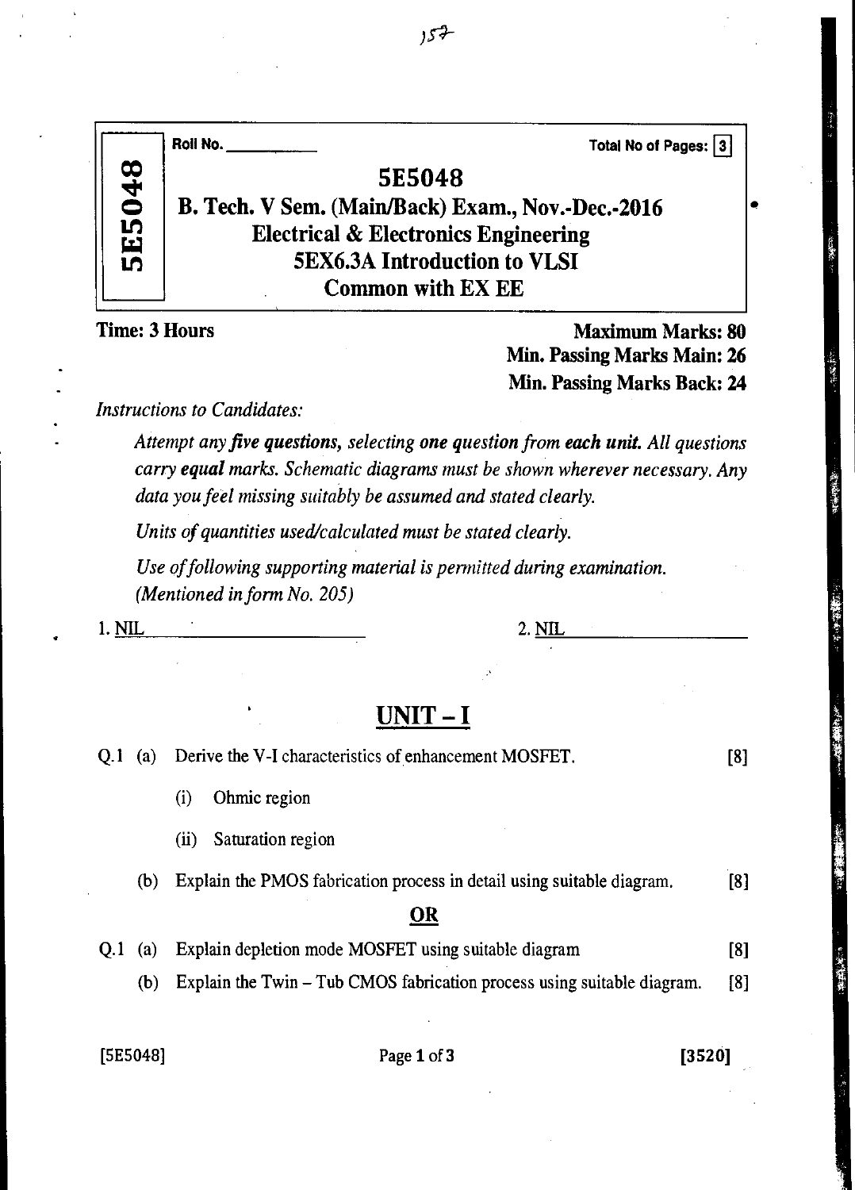Roll No. ___________ Total No of Pages: 3

# 5E5048

## B. Tech. V Sem. (Main/Back) Exam., Nov.-Dec.-2016
## Electrical & Electronics Engineering
## 5EX6.3A Introduction to VLSI
## Common with EX EE

**Time: 3 Hours**

**Maximum Marks: 80**
**Min. Passing Marks Main: 26**
**Min. Passing Marks Back: 24**

*Instructions to Candidates:*

*Attempt any **five questions**, selecting **one question from each unit**. All questions carry **equal** marks. Schematic diagrams must be shown wherever necessary. Any data you feel missing suitably be assumed and stated clearly.*

*Units of quantities used/calculated must be stated clearly.*

*Use of following supporting material is permitted during examination. (Mentioned in form No. 205)*

1. NIL 2. NIL

## UNIT – I

Q.1 (a) Derive the V-I characteristics of enhancement MOSFET. [8]

(i) Ohmic region

(ii) Saturation region

(b) Explain the PMOS fabrication process in detail using suitable diagram. [8]

**OR**

Q.1 (a) Explain depletion mode MOSFET using suitable diagram [8]

(b) Explain the Twin – Tub CMOS fabrication process using suitable diagram. [8]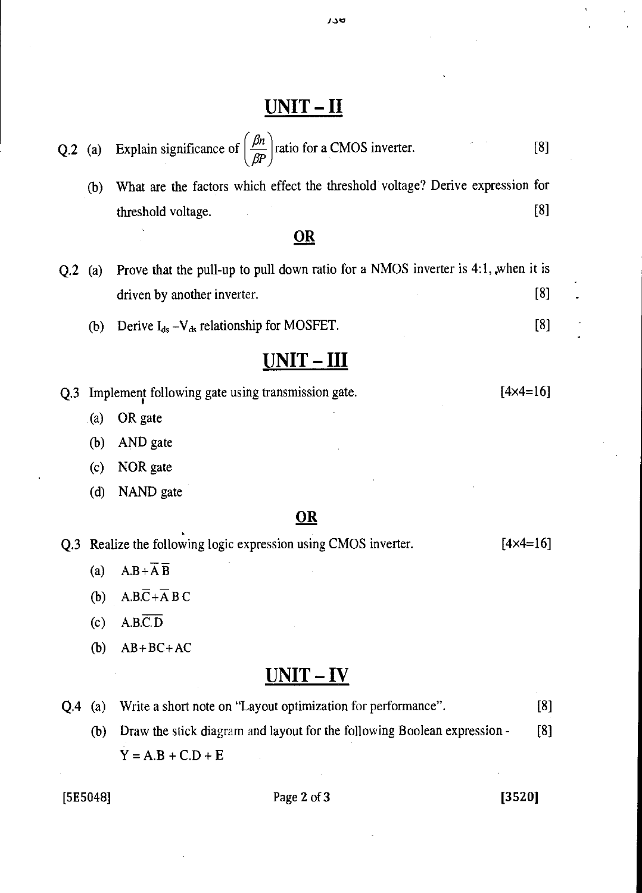## UNIT – II

Q.2 (a) Explain significance of $\left(\frac{\beta n}{\beta P}\right)$ ratio for a CMOS inverter. [8]

(b) What are the factors which effect the threshold voltage? Derive expression for threshold voltage. [8]

**OR**

Q.2 (a) Prove that the pull-up to pull down ratio for a NMOS inverter is 4:1, when it is driven by another inverter. [8]

(b) Derive $I_{ds} - V_{ds}$ relationship for MOSFET. [8]

## UNIT – III

Q.3 Implement following gate using transmission gate. [4×4=16]

(a) OR gate

(b) AND gate

(c) NOR gate

(d) NAND gate

**OR**

Q.3 Realize the following logic expression using CMOS inverter. [4×4=16]

(a) $A.B + \overline{A}\,\overline{B}$

(b) $A.B.\overline{C} + \overline{A}\,B\,C$

(c) $A.B.\overline{C.D}$

(b) $AB + BC + AC$

## UNIT – IV

Q.4 (a) Write a short note on "Layout optimization for performance". [8]

(b) Draw the stick diagram and layout for the following Boolean expression - [8]

$Y = A.B + C.D + E$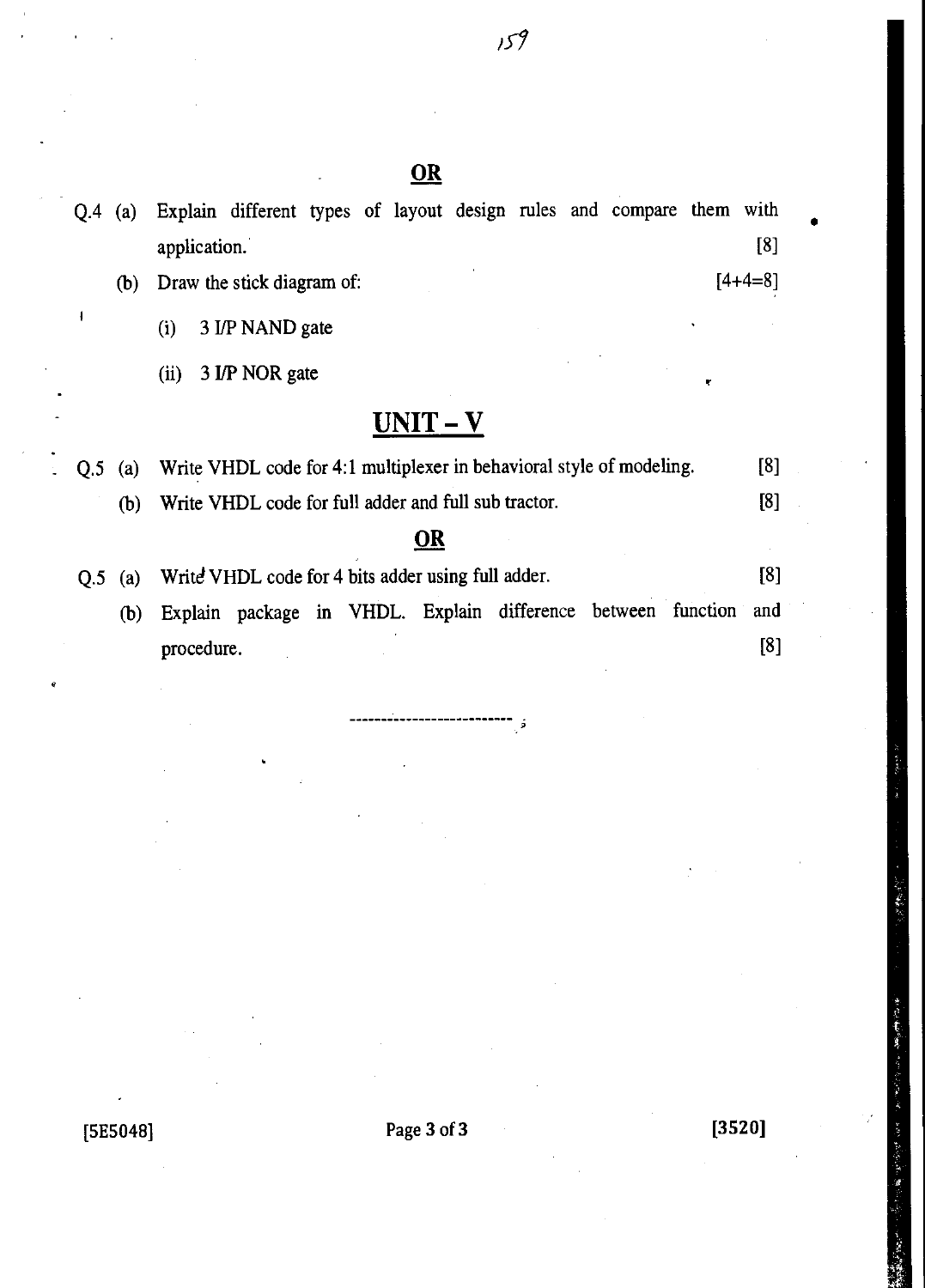**OR**

Q.4 (a) Explain different types of layout design rules and compare them with application. [8]

(b) Draw the stick diagram of: [4+4=8]

(i) 3 I/P NAND gate

(ii) 3 I/P NOR gate

## UNIT – V

Q.5 (a) Write VHDL code for 4:1 multiplexer in behavioral style of modeling. [8]

(b) Write VHDL code for full adder and full sub tractor. [8]

**OR**

Q.5 (a) Write VHDL code for 4 bits adder using full adder. [8]

(b) Explain package in VHDL. Explain difference between function and procedure. [8]

---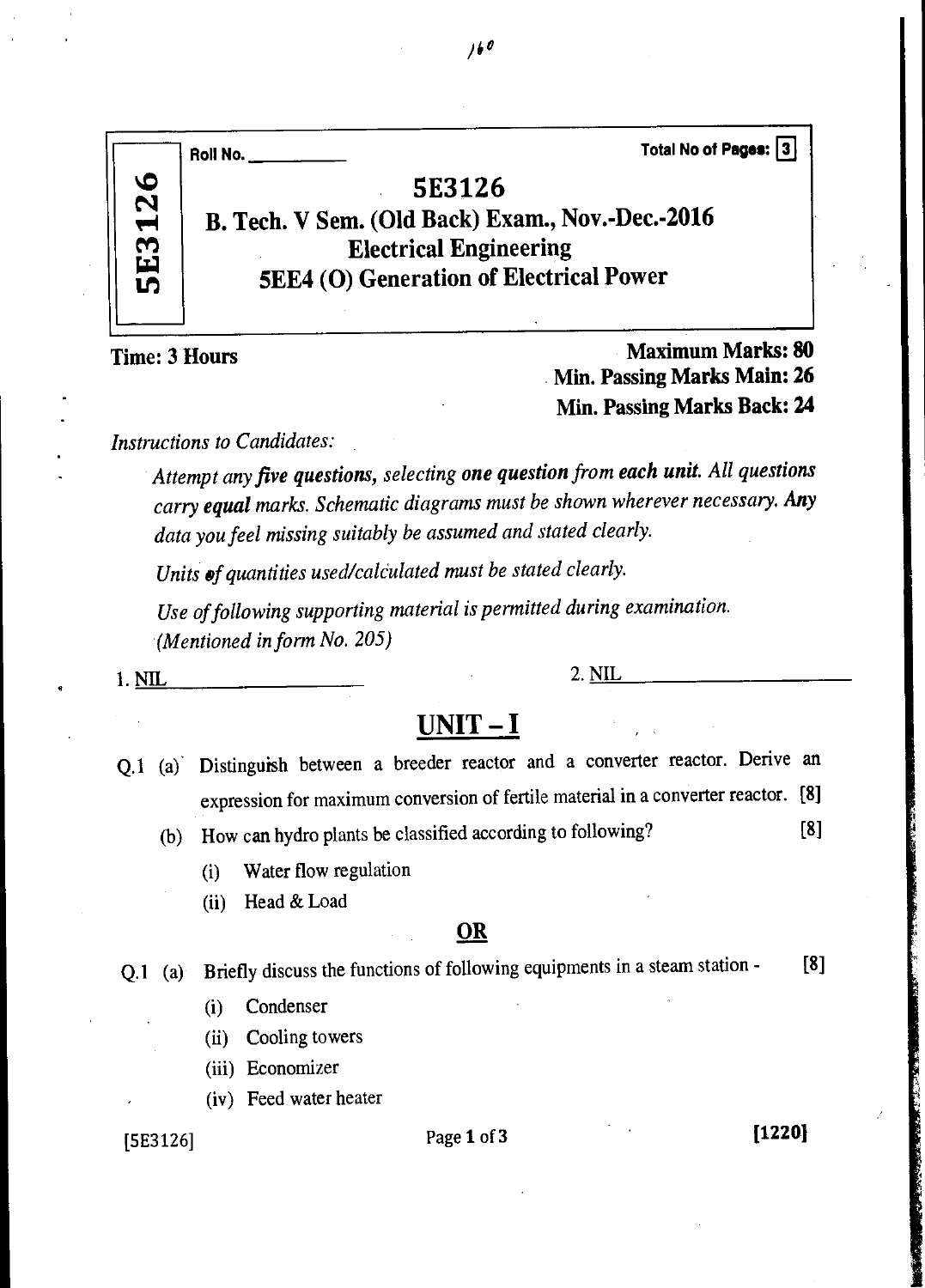Roll No. ___________ Total No of Pages: 3

5E3126

# 5E3126

## B. Tech. V Sem. (Old Back) Exam., Nov.-Dec.-2016

## Electrical Engineering

## 5EE4 (O) Generation of Electrical Power

**Time: 3 Hours**

**Maximum Marks: 80**
**Min. Passing Marks Main: 26**
**Min. Passing Marks Back: 24**

*Instructions to Candidates:*

*Attempt any **five questions**, selecting **one question** from **each unit**. All questions carry **equal** marks. Schematic diagrams must be shown wherever necessary. Any data you feel missing suitably be assumed and stated clearly.*

*Units of quantities used/calculated must be stated clearly.*

*Use of following supporting material is permitted during examination. (Mentioned in form No. 205)*

1. NIL 2. NIL

## UNIT – I

Q.1 (a) Distinguish between a breeder reactor and a converter reactor. Derive an expression for maximum conversion of fertile material in a converter reactor. [8]

(b) How can hydro plants be classified according to following? [8]

(i) Water flow regulation

(ii) Head & Load

**OR**

Q.1 (a) Briefly discuss the functions of following equipments in a steam station - [8]

(i) Condenser

(ii) Cooling towers

(iii) Economizer

(iv) Feed water heater

[5E3126] [1220]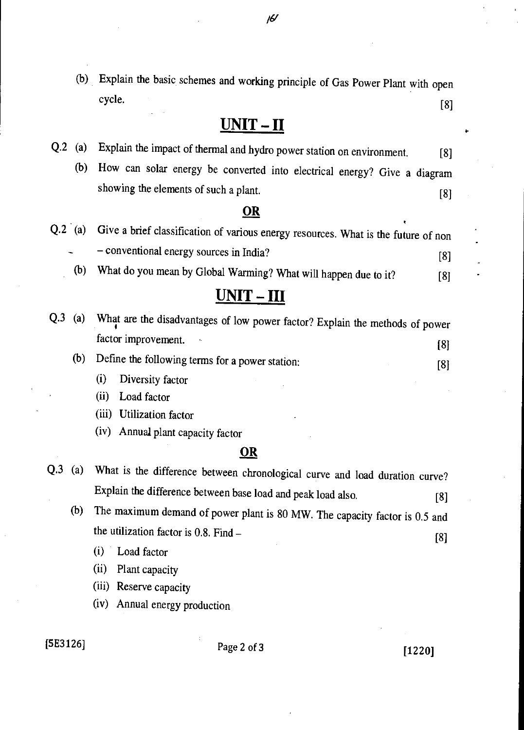(b) Explain the basic schemes and working principle of Gas Power Plant with open cycle. [8]

## UNIT – II

Q.2 (a) Explain the impact of thermal and hydro power station on environment. [8]

(b) How can solar energy be converted into electrical energy? Give a diagram showing the elements of such a plant. [8]

**OR**

Q.2 (a) Give a brief classification of various energy resources. What is the future of non – conventional energy sources in India? [8]

(b) What do you mean by Global Warming? What will happen due to it? [8]

## UNIT – III

Q.3 (a) What are the disadvantages of low power factor? Explain the methods of power factor improvement. [8]

(b) Define the following terms for a power station: [8]

(i) Diversity factor

(ii) Load factor

(iii) Utilization factor

(iv) Annual plant capacity factor

**OR**

Q.3 (a) What is the difference between chronological curve and load duration curve? Explain the difference between base load and peak load also. [8]

(b) The maximum demand of power plant is 80 MW. The capacity factor is 0.5 and the utilization factor is 0.8. Find – [8]

(i) Load factor

(ii) Plant capacity

(iii) Reserve capacity

(iv) Annual energy production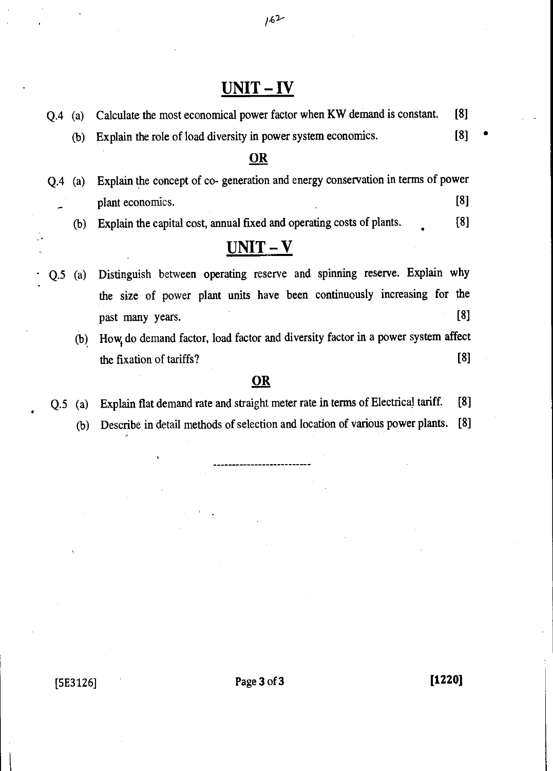## UNIT – IV

Q.4 (a) Calculate the most economical power factor when KW demand is constant. [8]

(b) Explain the role of load diversity in power system economics. [8]

**OR**

Q.4 (a) Explain the concept of co- generation and energy conservation in terms of power plant economics. [8]

(b) Explain the capital cost, annual fixed and operating costs of plants. [8]

## UNIT – V

Q.5 (a) Distinguish between operating reserve and spinning reserve. Explain why the size of power plant units have been continuously increasing for the past many years. [8]

(b) How do demand factor, load factor and diversity factor in a power system affect the fixation of tariffs? [8]

**OR**

Q.5 (a) Explain flat demand rate and straight meter rate in terms of Electrical tariff. [8]

(b) Describe in detail methods of selection and location of various power plants. [8]

---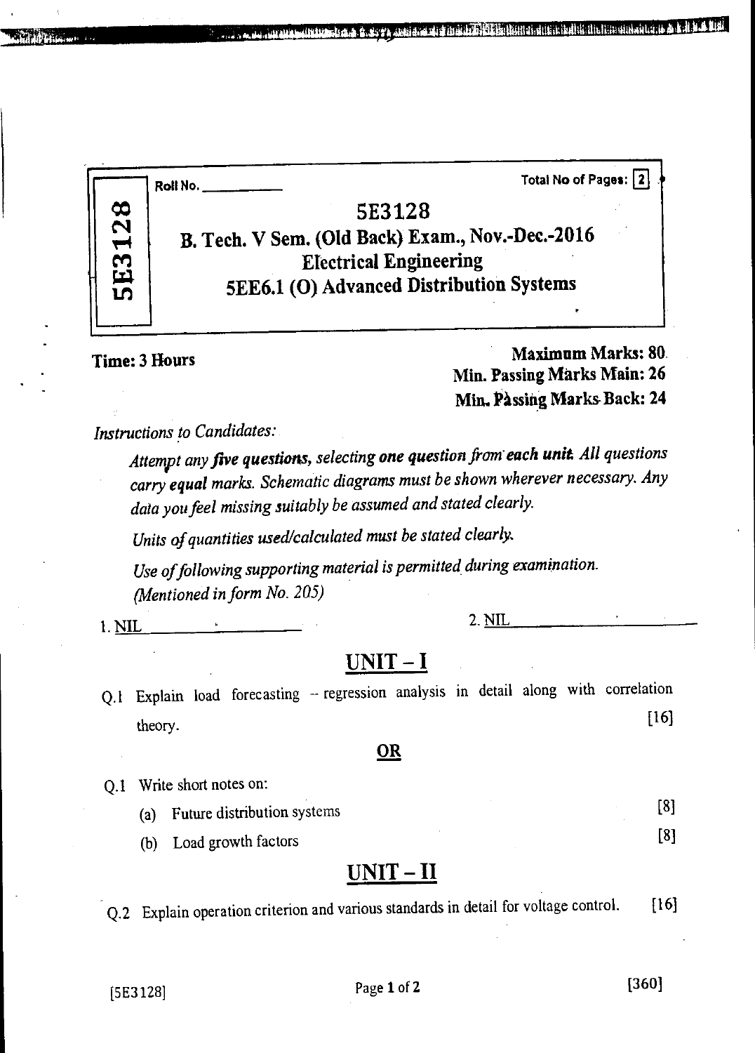Roll No. ___________

Total No of Pages: 2

# 5E3128

## B. Tech. V Sem. (Old Back) Exam., Nov.-Dec.-2016
## Electrical Engineering
## 5EE6.1 (O) Advanced Distribution Systems

**Time: 3 Hours**

**Maximum Marks: 80**
**Min. Passing Marks Main: 26**
**Min. Passing Marks Back: 24**

*Instructions to Candidates:*

*Attempt any **five questions**, selecting **one question** from **each unit**. All questions carry **equal** marks. Schematic diagrams must be shown wherever necessary. Any data you feel missing suitably be assumed and stated clearly.*

*Units of quantities used/calculated must be stated clearly.*

*Use of following supporting material is permitted during examination. (Mentioned in form No. 205)*

1. NIL ____________ 2. NIL ____________

## UNIT – I

Q.1 Explain load forecasting – regression analysis in detail along with correlation theory. [16]

**OR**

Q.1 Write short notes on:

(a) Future distribution systems [8]

(b) Load growth factors [8]

## UNIT – II

Q.2 Explain operation criterion and various standards in detail for voltage control. [16]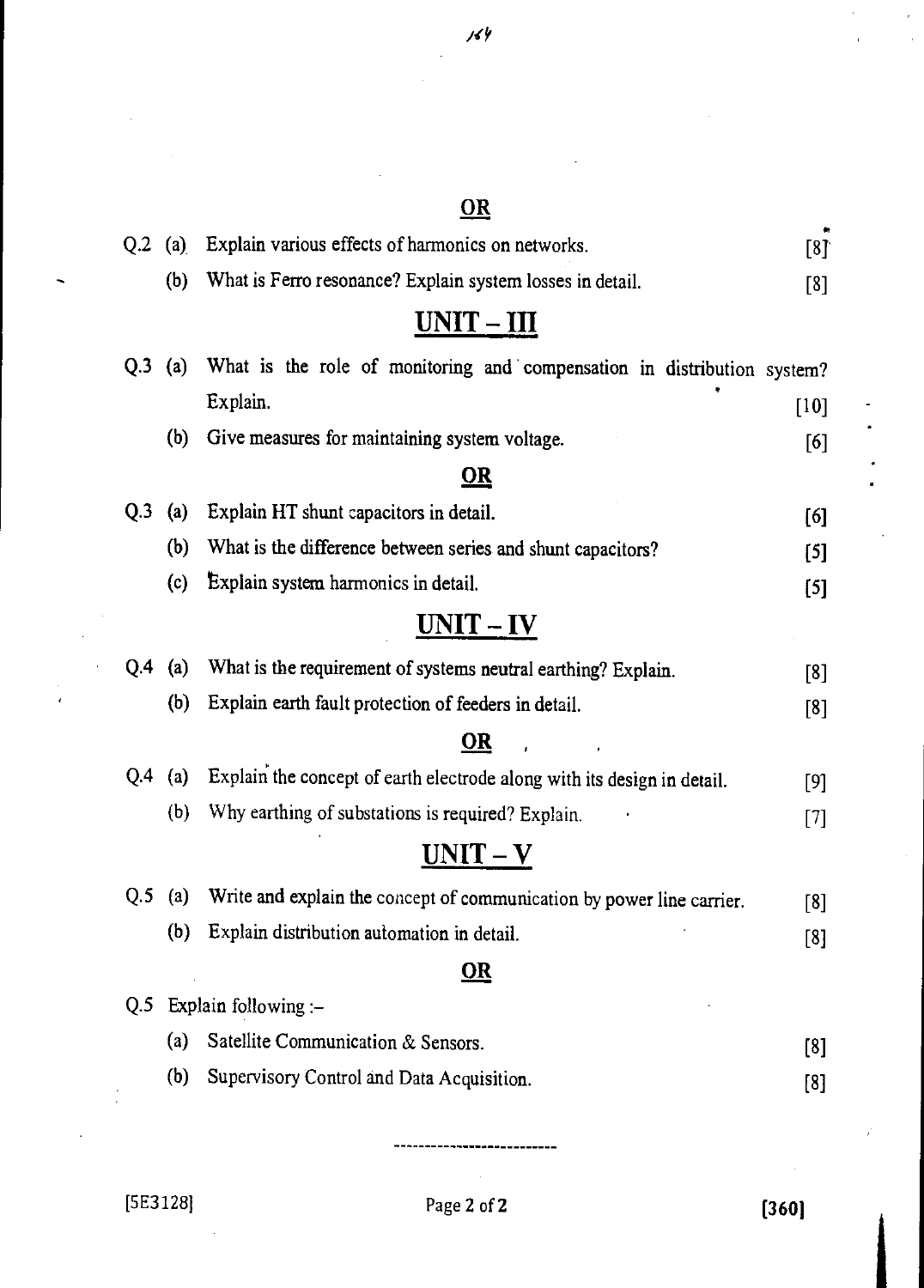**OR**

Q.2 (a) Explain various effects of harmonics on networks. [8]

(b) What is Ferro resonance? Explain system losses in detail. [8]

## UNIT – III

Q.3 (a) What is the role of monitoring and compensation in distribution system? Explain. [10]

(b) Give measures for maintaining system voltage. [6]

**OR**

Q.3 (a) Explain HT shunt capacitors in detail. [6]

(b) What is the difference between series and shunt capacitors? [5]

(c) Explain system harmonics in detail. [5]

## UNIT – IV

Q.4 (a) What is the requirement of systems neutral earthing? Explain. [8]

(b) Explain earth fault protection of feeders in detail. [8]

**OR**

Q.4 (a) Explain the concept of earth electrode along with its design in detail. [9]

(b) Why earthing of substations is required? Explain. [7]

## UNIT – V

Q.5 (a) Write and explain the concept of communication by power line carrier. [8]

(b) Explain distribution automation in detail. [8]

**OR**

Q.5 Explain following :–

(a) Satellite Communication & Sensors. [8]

(b) Supervisory Control and Data Acquisition. [8]

---

[5E3128]

[360]